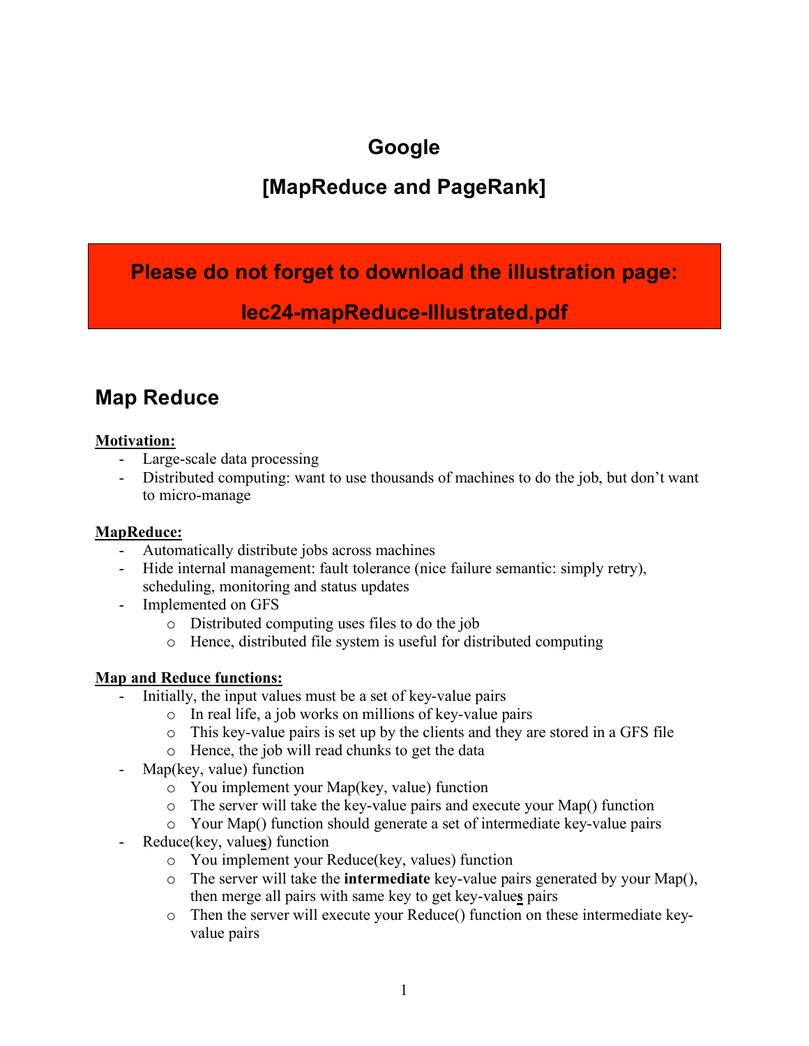# Google

## [MapReduce and PageRank]

**Please do not forget to download the illustration page:**

**lec24-mapReduce-Illustrated.pdf**

## Map Reduce

**Motivation:**

- Large-scale data processing
- Distributed computing: want to use thousands of machines to do the job, but don't want to micro-manage

**MapReduce:**

- Automatically distribute jobs across machines
- Hide internal management: fault tolerance (nice failure semantic: simply retry), scheduling, monitoring and status updates
- Implemented on GFS
  - Distributed computing uses files to do the job
  - Hence, distributed file system is useful for distributed computing

**Map and Reduce functions:**

- Initially, the input values must be a set of key-value pairs
  - In real life, a job works on millions of key-value pairs
  - This key-value pairs is set up by the clients and they are stored in a GFS file
  - Hence, the job will read chunks to get the data
- Map(key, value) function
  - You implement your Map(key, value) function
  - The server will take the key-value pairs and execute your Map() function
  - Your Map() function should generate a set of intermediate key-value pairs
- Reduce(key, value**s**) function
  - You implement your Reduce(key, values) function
  - The server will take the **intermediate** key-value pairs generated by your Map(), then merge all pairs with same key to get key-value**s** pairs
  - Then the server will execute your Reduce() function on these intermediate key-value pairs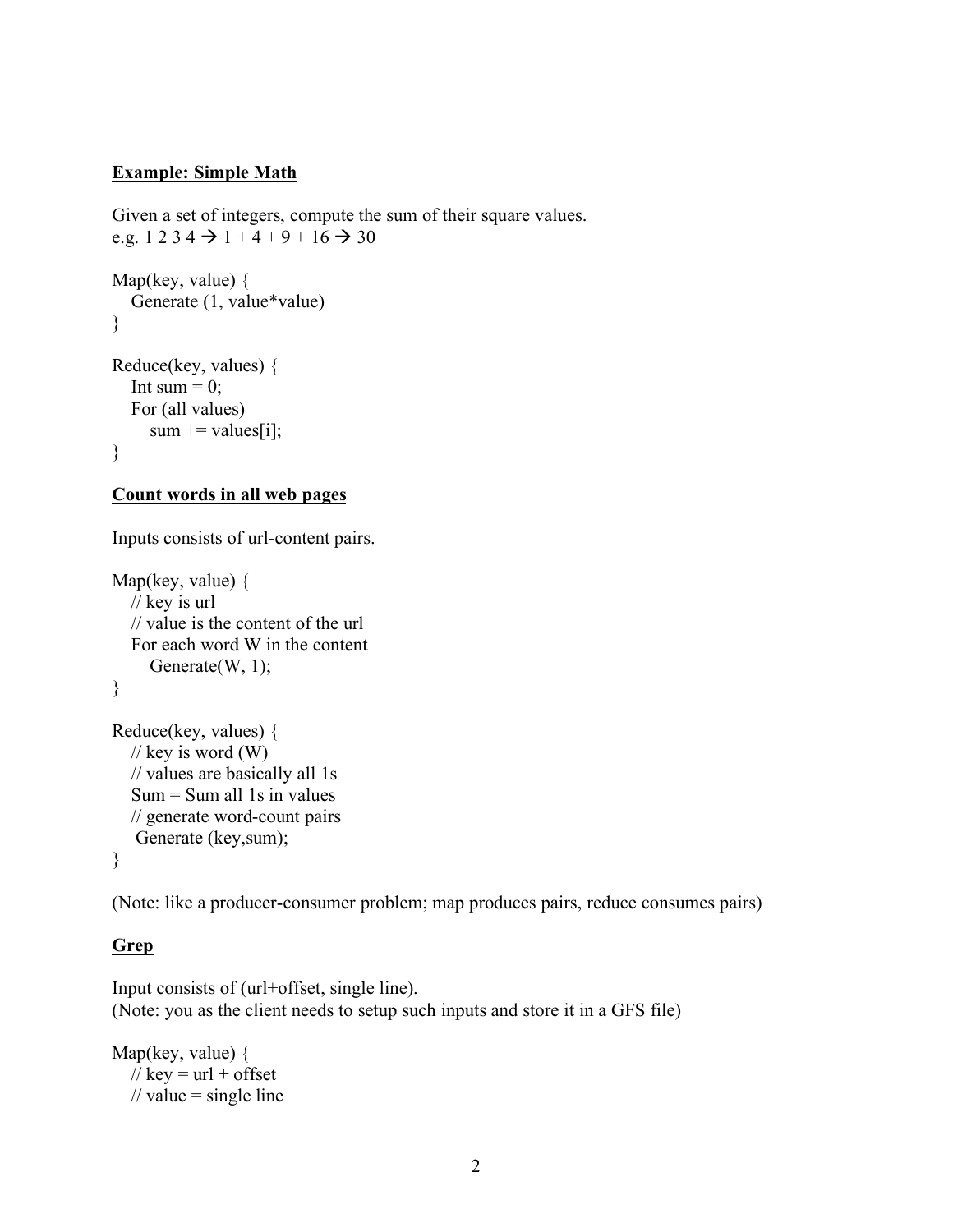**Example: Simple Math**

Given a set of integers, compute the sum of their square values.
e.g. 1 2 3 4 → 1 + 4 + 9 + 16 → 30

```
Map(key, value) {
   Generate (1, value*value)
}

Reduce(key, values) {
   Int sum = 0;
   For (all values)
      sum += values[i];
}
```

**Count words in all web pages**

Inputs consists of url-content pairs.

```
Map(key, value) {
   // key is url
   // value is the content of the url
   For each word W in the content
      Generate(W, 1);
}

Reduce(key, values) {
   // key is word (W)
   // values are basically all 1s
   Sum = Sum all 1s in values
   // generate word-count pairs
    Generate (key,sum);
}
```

(Note: like a producer-consumer problem; map produces pairs, reduce consumes pairs)

**Grep**

Input consists of (url+offset, single line).
(Note: you as the client needs to setup such inputs and store it in a GFS file)

```
Map(key, value) {
   // key = url + offset
   // value = single line
```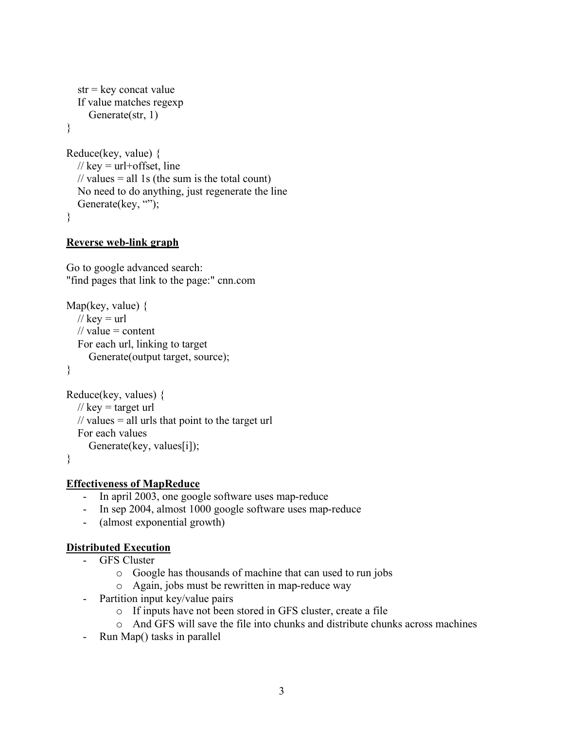```
   str = key concat value
   If value matches regexp
      Generate(str, 1)
}

Reduce(key, value) {
   // key = url+offset, line
   // values = all 1s (the sum is the total count)
   No need to do anything, just regenerate the line
   Generate(key, "");
}
```

**Reverse web-link graph**

Go to google advanced search:
"find pages that link to the page:" cnn.com

```
Map(key, value) {
   // key = url
   // value = content
   For each url, linking to target
      Generate(output target, source);
}

Reduce(key, values) {
   // key = target url
   // values = all urls that point to the target url
   For each values
      Generate(key, values[i]);
}
```

**Effectiveness of MapReduce**

- In april 2003, one google software uses map-reduce
- In sep 2004, almost 1000 google software uses map-reduce
- (almost exponential growth)

**Distributed Execution**

- GFS Cluster
  - Google has thousands of machine that can used to run jobs
  - Again, jobs must be rewritten in map-reduce way
- Partition input key/value pairs
  - If inputs have not been stored in GFS cluster, create a file
  - And GFS will save the file into chunks and distribute chunks across machines
- Run Map() tasks in parallel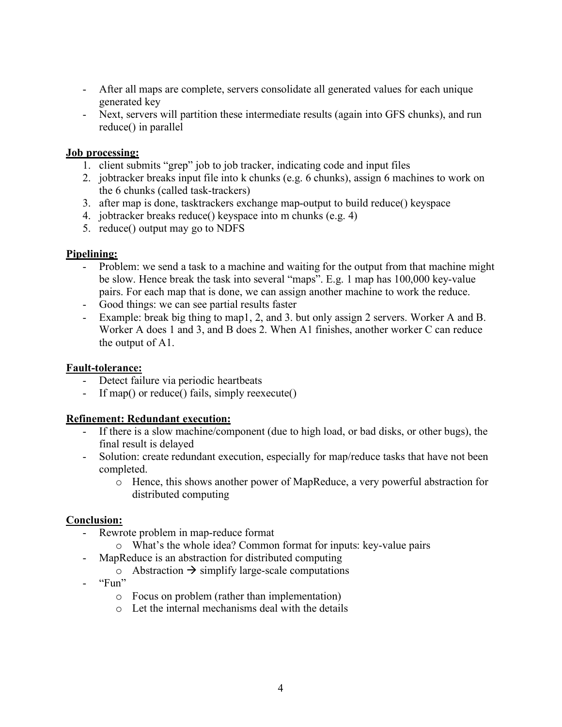- After all maps are complete, servers consolidate all generated values for each unique generated key
- Next, servers will partition these intermediate results (again into GFS chunks), and run reduce() in parallel

**<u>Job processing:</u>**

1. client submits "grep" job to job tracker, indicating code and input files
2. jobtracker breaks input file into k chunks (e.g. 6 chunks), assign 6 machines to work on the 6 chunks (called task-trackers)
3. after map is done, tasktrackers exchange map-output to build reduce() keyspace
4. jobtracker breaks reduce() keyspace into m chunks (e.g. 4)
5. reduce() output may go to NDFS

**<u>Pipelining:</u>**

- Problem: we send a task to a machine and waiting for the output from that machine might be slow. Hence break the task into several "maps". E.g. 1 map has 100,000 key-value pairs. For each map that is done, we can assign another machine to work the reduce.
- Good things: we can see partial results faster
- Example: break big thing to map1, 2, and 3. but only assign 2 servers. Worker A and B. Worker A does 1 and 3, and B does 2. When A1 finishes, another worker C can reduce the output of A1.

**<u>Fault-tolerance:</u>**

- Detect failure via periodic heartbeats
- If map() or reduce() fails, simply reexecute()

**<u>Refinement: Redundant execution:</u>**

- If there is a slow machine/component (due to high load, or bad disks, or other bugs), the final result is delayed
- Solution: create redundant execution, especially for map/reduce tasks that have not been completed.
  - Hence, this shows another power of MapReduce, a very powerful abstraction for distributed computing

**<u>Conclusion:</u>**

- Rewrote problem in map-reduce format
  - What's the whole idea? Common format for inputs: key-value pairs
- MapReduce is an abstraction for distributed computing
  - Abstraction → simplify large-scale computations
- "Fun"
  - Focus on problem (rather than implementation)
  - Let the internal mechanisms deal with the details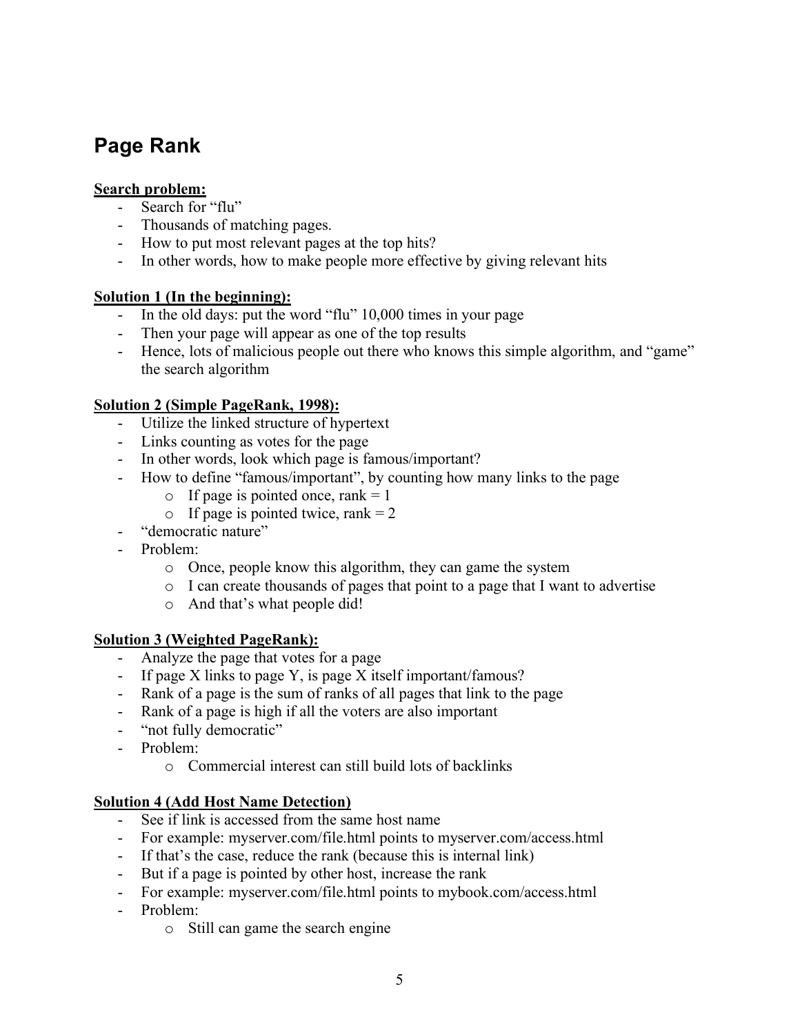## Page Rank

**Search problem:**

- Search for "flu"
- Thousands of matching pages.
- How to put most relevant pages at the top hits?
- In other words, how to make people more effective by giving relevant hits

**Solution 1 (In the beginning):**

- In the old days: put the word "flu" 10,000 times in your page
- Then your page will appear as one of the top results
- Hence, lots of malicious people out there who knows this simple algorithm, and "game" the search algorithm

**Solution 2 (Simple PageRank, 1998):**

- Utilize the linked structure of hypertext
- Links counting as votes for the page
- In other words, look which page is famous/important?
- How to define "famous/important", by counting how many links to the page
  - If page is pointed once, rank = 1
  - If page is pointed twice, rank = 2
- "democratic nature"
- Problem:
  - Once, people know this algorithm, they can game the system
  - I can create thousands of pages that point to a page that I want to advertise
  - And that's what people did!

**Solution 3 (Weighted PageRank):**

- Analyze the page that votes for a page
- If page X links to page Y, is page X itself important/famous?
- Rank of a page is the sum of ranks of all pages that link to the page
- Rank of a page is high if all the voters are also important
- "not fully democratic"
- Problem:
  - Commercial interest can still build lots of backlinks

**Solution 4 (Add Host Name Detection)**

- See if link is accessed from the same host name
- For example: myserver.com/file.html points to myserver.com/access.html
- If that's the case, reduce the rank (because this is internal link)
- But if a page is pointed by other host, increase the rank
- For example: myserver.com/file.html points to mybook.com/access.html
- Problem:
  - Still can game the search engine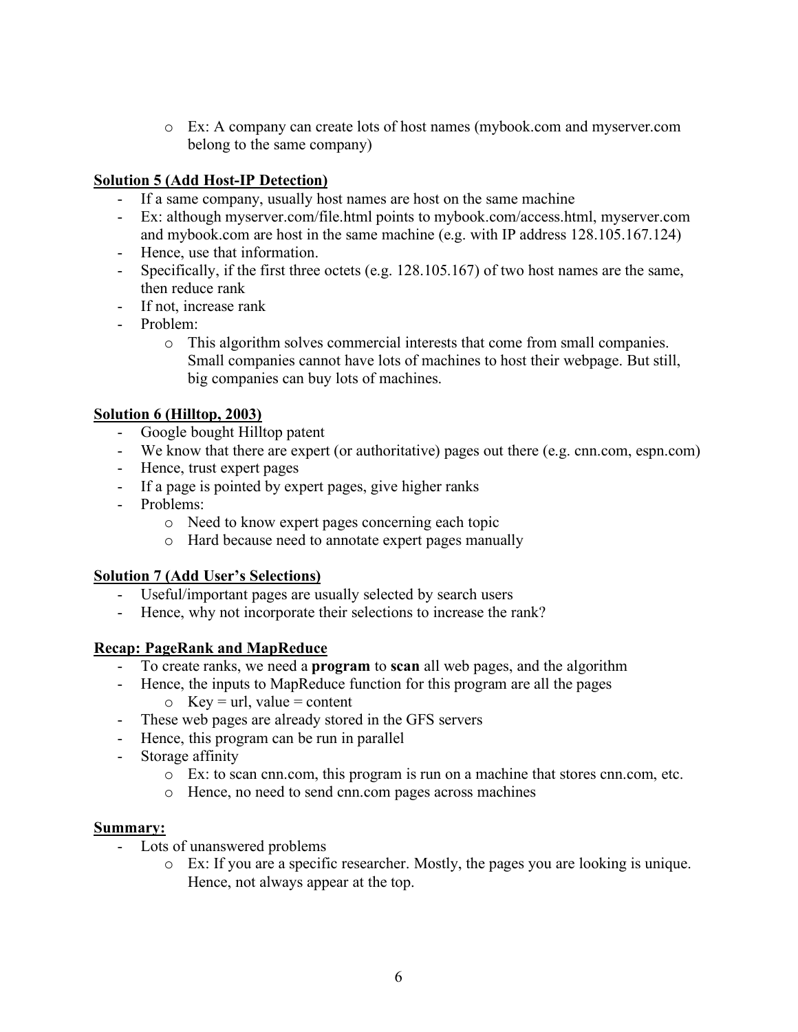- Ex: A company can create lots of host names (mybook.com and myserver.com belong to the same company)

**<u>Solution 5 (Add Host-IP Detection)</u>**

- If a same company, usually host names are host on the same machine
- Ex: although myserver.com/file.html points to mybook.com/access.html, myserver.com and mybook.com are host in the same machine (e.g. with IP address 128.105.167.124)
- Hence, use that information.
- Specifically, if the first three octets (e.g. 128.105.167) of two host names are the same, then reduce rank
- If not, increase rank
- Problem:
  - This algorithm solves commercial interests that come from small companies. Small companies cannot have lots of machines to host their webpage. But still, big companies can buy lots of machines.

**<u>Solution 6 (Hilltop, 2003)</u>**

- Google bought Hilltop patent
- We know that there are expert (or authoritative) pages out there (e.g. cnn.com, espn.com)
- Hence, trust expert pages
- If a page is pointed by expert pages, give higher ranks
- Problems:
  - Need to know expert pages concerning each topic
  - Hard because need to annotate expert pages manually

**<u>Solution 7 (Add User's Selections)</u>**

- Useful/important pages are usually selected by search users
- Hence, why not incorporate their selections to increase the rank?

**<u>Recap: PageRank and MapReduce</u>**

- To create ranks, we need a **program** to **scan** all web pages, and the algorithm
- Hence, the inputs to MapReduce function for this program are all the pages
  - Key = url, value = content
- These web pages are already stored in the GFS servers
- Hence, this program can be run in parallel
- Storage affinity
  - Ex: to scan cnn.com, this program is run on a machine that stores cnn.com, etc.
  - Hence, no need to send cnn.com pages across machines

**<u>Summary:</u>**

- Lots of unanswered problems
  - Ex: If you are a specific researcher. Mostly, the pages you are looking is unique. Hence, not always appear at the top.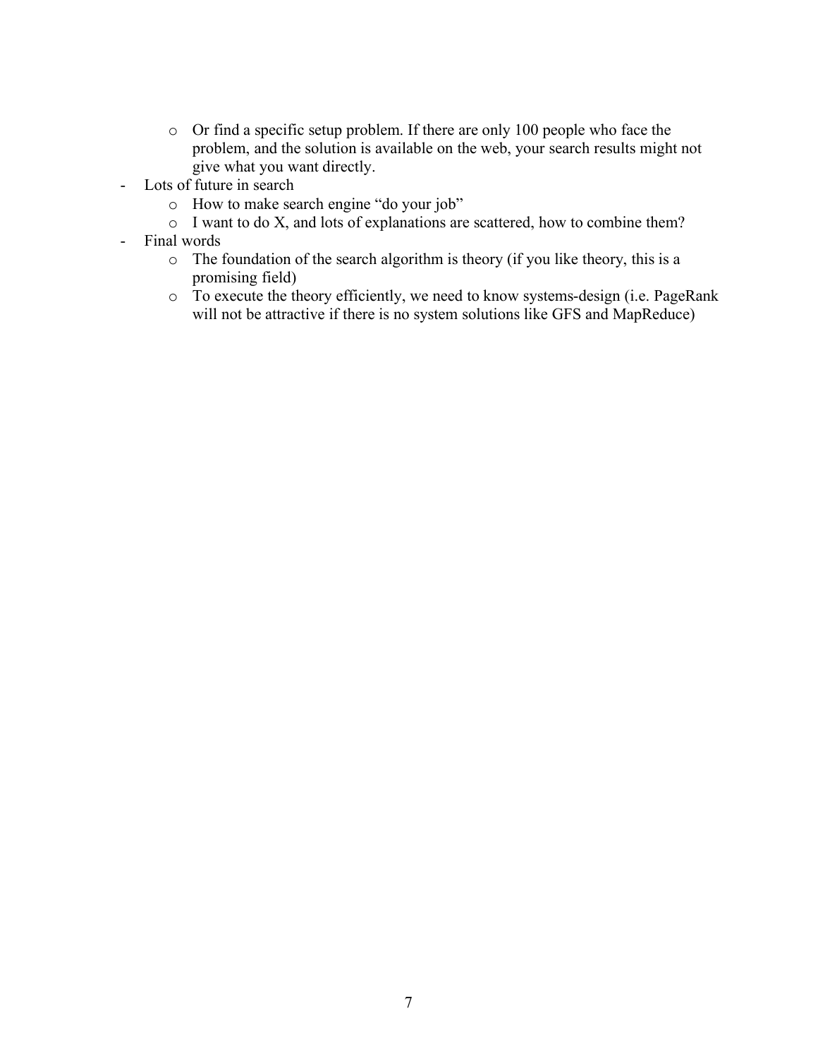- Or find a specific setup problem. If there are only 100 people who face the problem, and the solution is available on the web, your search results might not give what you want directly.
- Lots of future in search
    - How to make search engine "do your job"
    - I want to do X, and lots of explanations are scattered, how to combine them?
- Final words
    - The foundation of the search algorithm is theory (if you like theory, this is a promising field)
    - To execute the theory efficiently, we need to know systems-design (i.e. PageRank will not be attractive if there is no system solutions like GFS and MapReduce)